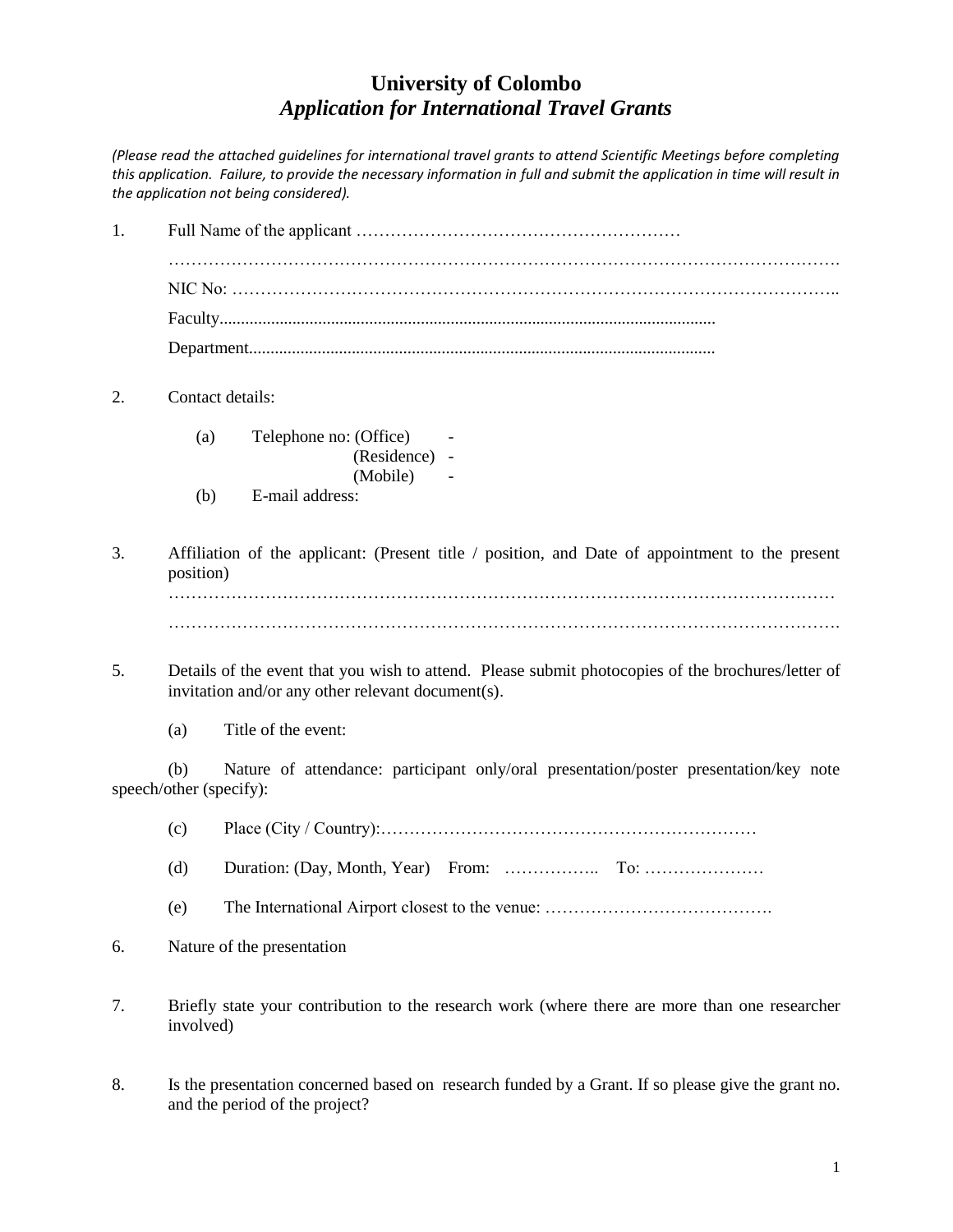# University of Colombo
## *Application for International Travel Grants*

*(Please read the attached guidelines for international travel grants to attend Scientific Meetings before completing this application. Failure, to provide the necessary information in full and submit the application in time will result in the application not being considered).*

1. Full Name of the applicant …………………………………………………

   ……………………………………………………………………………………………………….

   NIC No: ………………………………………………………………………………………………..

   Faculty...................................................................................................................

   Department............................................................................................................

2. Contact details:

   (a) Telephone no: (Office) -

   (Residence) -

   (Mobile) -

   (b) E-mail address:

3. Affiliation of the applicant: (Present title / position, and Date of appointment to the present position)

   ………………………………………………………………………………………………………

   ……………………………………………………………………………………………………….

5. Details of the event that you wish to attend. Please submit photocopies of the brochures/letter of invitation and/or any other relevant document(s).

   (a) Title of the event:

   (b) Nature of attendance: participant only/oral presentation/poster presentation/key note speech/other (specify):

   (c) Place (City / Country):…………………………………………………………

   (d) Duration: (Day, Month, Year) From: …………….. To: …………………

   (e) The International Airport closest to the venue: ………………………………….

6. Nature of the presentation

7. Briefly state your contribution to the research work (where there are more than one researcher involved)

8. Is the presentation concerned based on research funded by a Grant. If so please give the grant no. and the period of the project?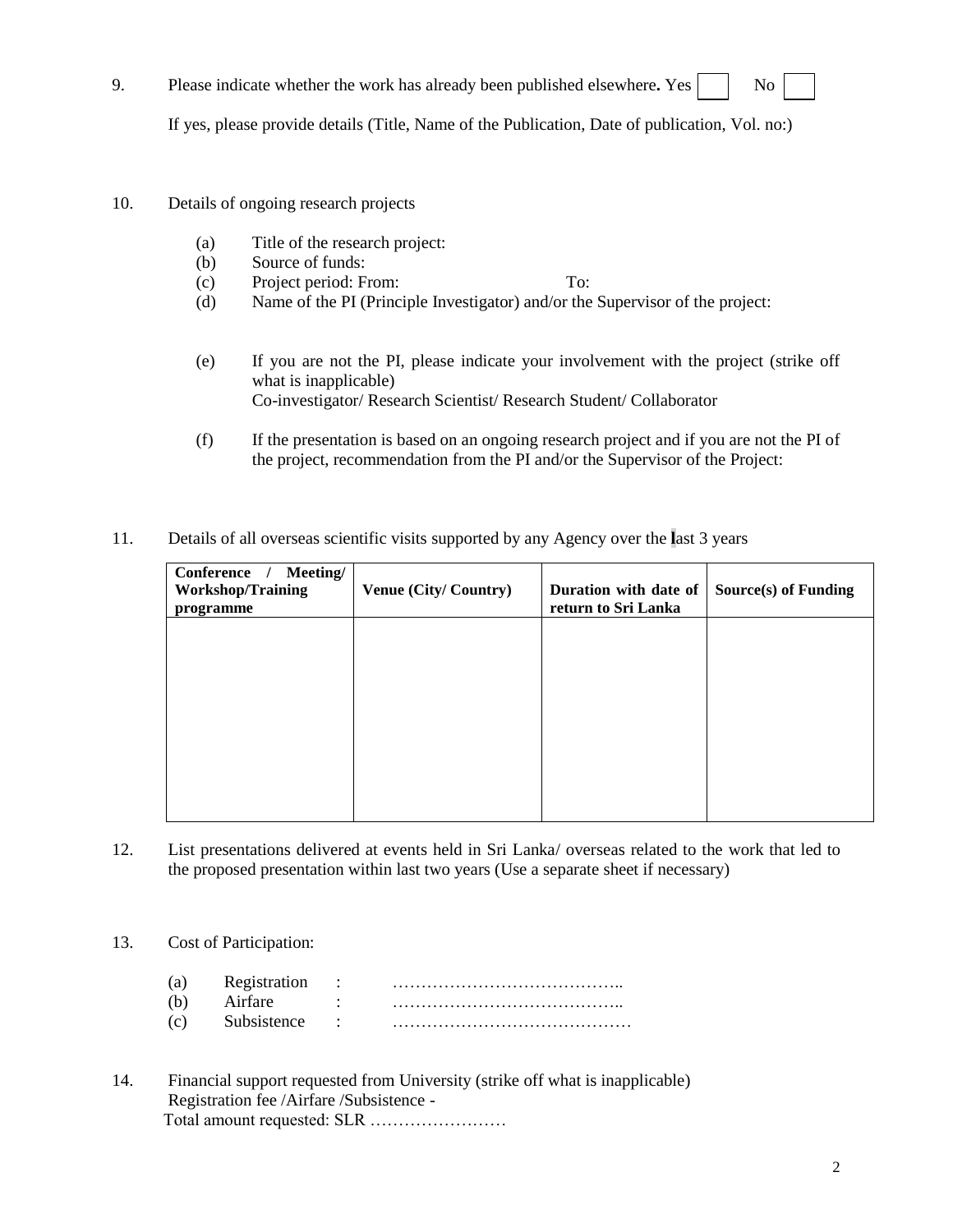9. Please indicate whether the work has already been published elsewhere**.** Yes ☐ No ☐

   If yes, please provide details (Title, Name of the Publication, Date of publication, Vol. no:)

10. Details of ongoing research projects

    (a) Title of the research project:
    (b) Source of funds:
    (c) Project period: From: To:
    (d) Name of the PI (Principle Investigator) and/or the Supervisor of the project:

    (e) If you are not the PI, please indicate your involvement with the project (strike off what is inapplicable)
        Co-investigator/ Research Scientist/ Research Student/ Collaborator

    (f) If the presentation is based on an ongoing research project and if you are not the PI of the project, recommendation from the PI and/or the Supervisor of the Project:

11. Details of all overseas scientific visits supported by any Agency over the last 3 years

| **Conference / Meeting/ Workshop/Training programme** | **Venue (City/ Country)** | **Duration with date of return to Sri Lanka** | **Source(s) of Funding** |
|---|---|---|---|
| | | | |

12. List presentations delivered at events held in Sri Lanka/ overseas related to the work that led to the proposed presentation within last two years (Use a separate sheet if necessary)

13. Cost of Participation:

    (a) Registration : …………………………………..
    (b) Airfare : …………………………………..
    (c) Subsistence : ……………………………………

14. Financial support requested from University (strike off what is inapplicable)
    Registration fee /Airfare /Subsistence -
    Total amount requested: SLR ……………………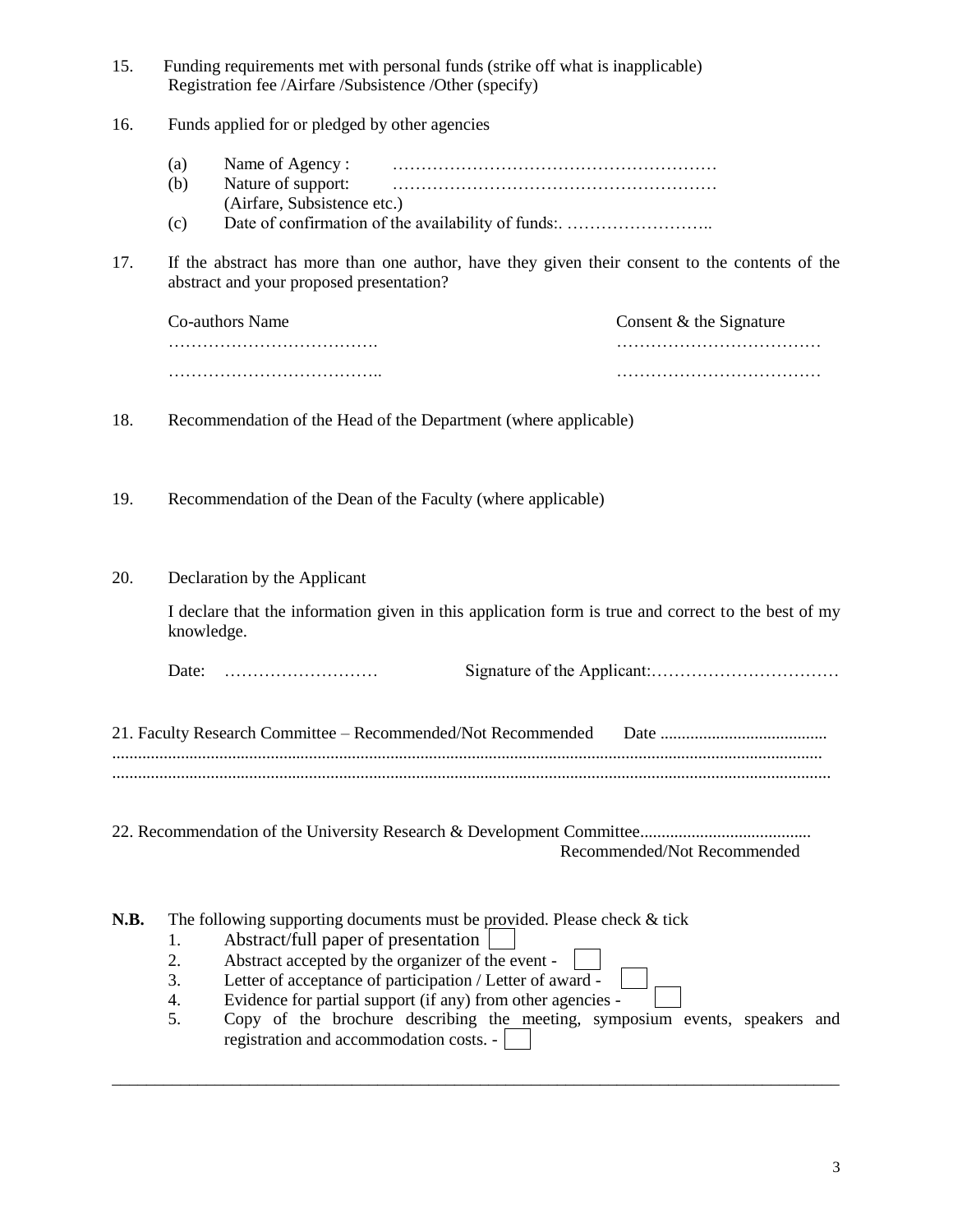15. Funding requirements met with personal funds (strike off what is inapplicable)
    Registration fee /Airfare /Subsistence /Other (specify)

16. Funds applied for or pledged by other agencies

    (a) Name of Agency : …………………………………………………
    (b) Nature of support: …………………………………………………
        (Airfare, Subsistence etc.)
    (c) Date of confirmation of the availability of funds:. ……………………..

17. If the abstract has more than one author, have they given their consent to the contents of the abstract and your proposed presentation?

| Co-authors Name | Consent & the Signature |
| --- | --- |
| ………………………………. | ……………………………… |
| ……………………………….. | ……………………………… |

18. Recommendation of the Head of the Department (where applicable)

19. Recommendation of the Dean of the Faculty (where applicable)

20. Declaration by the Applicant

    I declare that the information given in this application form is true and correct to the best of my knowledge.

    Date: ……………………… Signature of the Applicant:……………………………

21. Faculty Research Committee – Recommended/Not Recommended Date .......................................
.................................................................................................................................................................
.................................................................................................................................................................

22. Recommendation of the University Research & Development Committee........................................
Recommended/Not Recommended

**N.B.** The following supporting documents must be provided. Please check & tick

1. Abstract/full paper of presentation ☐
2. Abstract accepted by the organizer of the event - ☐
3. Letter of acceptance of participation / Letter of award - ☐
4. Evidence for partial support (if any) from other agencies - ☐
5. Copy of the brochure describing the meeting, symposium events, speakers and registration and accommodation costs. - ☐